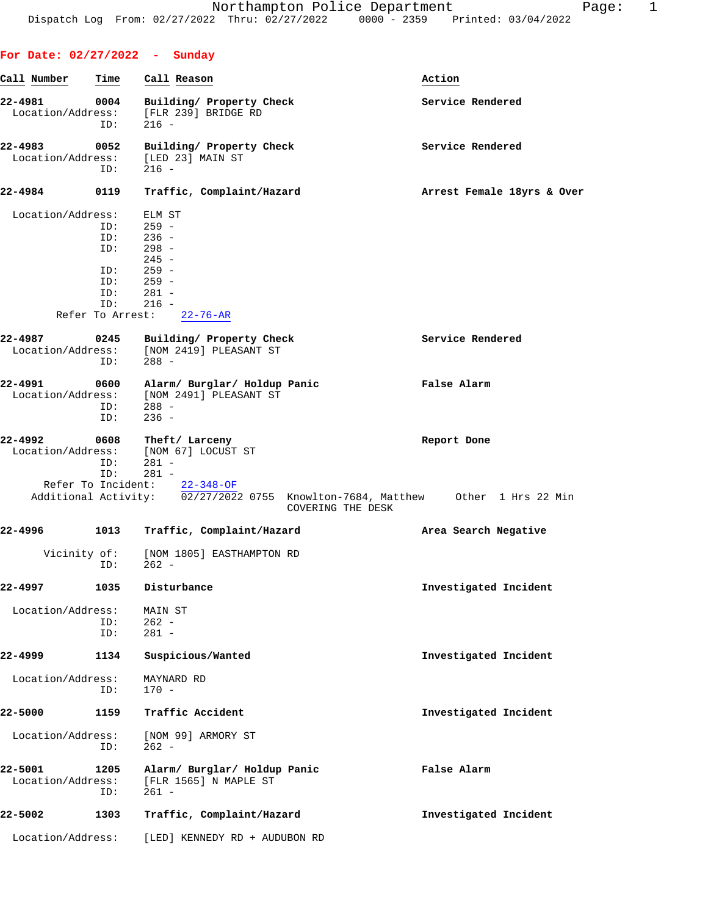Northampton Police Department
Dispatch Log From: 02/27/2022 Thru: 02/27/2022 0000 - 2359 Printed: 03/04/2022

## For Date: 02/27/2022 - Sunday

| Call Number | Time | Call Reason | Action |
|---|---|---|---|

**22-4981** **0004** **Building/ Property Check** **Service Rendered**
Location/Address: [FLR 239] BRIDGE RD
ID: 216 -

**22-4983** **0052** **Building/ Property Check** **Service Rendered**
Location/Address: [LED 23] MAIN ST
ID: 216 -

**22-4984** **0119** **Traffic, Complaint/Hazard** **Arrest Female 18yrs & Over**
Location/Address: ELM ST
ID: 259 -
ID: 236 -
ID: 298 -
245 -
ID: 259 -
ID: 259 -
ID: 281 -
ID: 216 -
Refer To Arrest: 22-76-AR

**22-4987** **0245** **Building/ Property Check** **Service Rendered**
Location/Address: [NOM 2419] PLEASANT ST
ID: 288 -

**22-4991** **0600** **Alarm/ Burglar/ Holdup Panic** **False Alarm**
Location/Address: [NOM 2491] PLEASANT ST
ID: 288 -
ID: 236 -

**22-4992** **0608** **Theft/ Larceny** **Report Done**
Location/Address: [NOM 67] LOCUST ST
ID: 281 -
ID: 281 -
Refer To Incident: 22-348-OF
Additional Activity: 02/27/2022 0755 Knowlton-7684, Matthew Other 1 Hrs 22 Min
COVERING THE DESK

**22-4996** **1013** **Traffic, Complaint/Hazard** **Area Search Negative**
Vicinity of: [NOM 1805] EASTHAMPTON RD
ID: 262 -

**22-4997** **1035** **Disturbance** **Investigated Incident**
Location/Address: MAIN ST
ID: 262 -
ID: 281 -

**22-4999** **1134** **Suspicious/Wanted** **Investigated Incident**
Location/Address: MAYNARD RD
ID: 170 -

**22-5000** **1159** **Traffic Accident** **Investigated Incident**
Location/Address: [NOM 99] ARMORY ST
ID: 262 -

**22-5001** **1205** **Alarm/ Burglar/ Holdup Panic** **False Alarm**
Location/Address: [FLR 1565] N MAPLE ST
ID: 261 -

**22-5002** **1303** **Traffic, Complaint/Hazard** **Investigated Incident**
Location/Address: [LED] KENNEDY RD + AUDUBON RD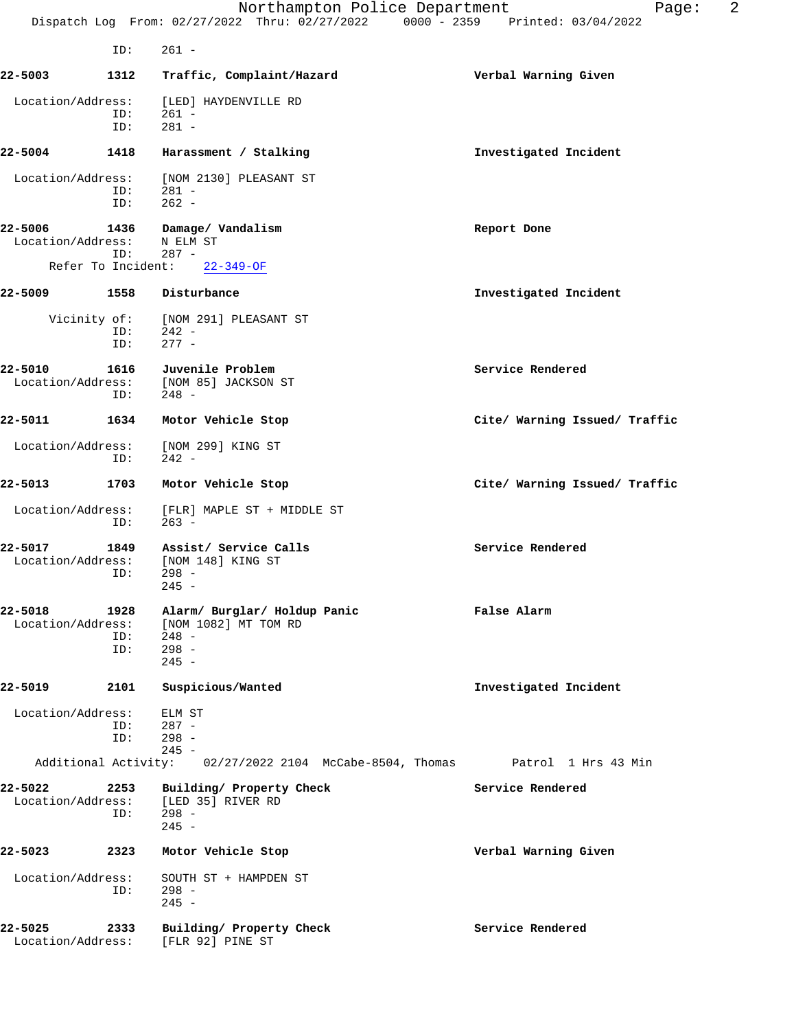ID: 261 -

**22-5003** 1312 **Traffic, Complaint/Hazard** **Verbal Warning Given**

Location/Address: [LED] HAYDENVILLE RD
ID: 261 -
ID: 281 -

**22-5004** 1418 **Harassment / Stalking** **Investigated Incident**

Location/Address: [NOM 2130] PLEASANT ST
ID: 281 -
ID: 262 -

**22-5006** 1436 **Damage/ Vandalism** **Report Done**
Location/Address: N ELM ST
ID: 287 -
Refer To Incident: 22-349-OF

**22-5009** 1558 **Disturbance** **Investigated Incident**

Vicinity of: [NOM 291] PLEASANT ST
ID: 242 -
ID: 277 -

**22-5010** 1616 **Juvenile Problem** **Service Rendered**
Location/Address: [NOM 85] JACKSON ST
ID: 248 -

**22-5011** 1634 **Motor Vehicle Stop** **Cite/ Warning Issued/ Traffic**

Location/Address: [NOM 299] KING ST
ID: 242 -

**22-5013** 1703 **Motor Vehicle Stop** **Cite/ Warning Issued/ Traffic**

Location/Address: [FLR] MAPLE ST + MIDDLE ST
ID: 263 -

**22-5017** 1849 **Assist/ Service Calls** **Service Rendered**
Location/Address: [NOM 148] KING ST
ID: 298 -
245 -

**22-5018** 1928 **Alarm/ Burglar/ Holdup Panic** **False Alarm**
Location/Address: [NOM 1082] MT TOM RD
ID: 248 -
ID: 298 -
245 -

**22-5019** 2101 **Suspicious/Wanted** **Investigated Incident**

Location/Address: ELM ST
ID: 287 -
ID: 298 -
245 -
Additional Activity: 02/27/2022 2104 McCabe-8504, Thomas Patrol 1 Hrs 43 Min

**22-5022** 2253 **Building/ Property Check** **Service Rendered**
Location/Address: [LED 35] RIVER RD
ID: 298 -
245 -

**22-5023** 2323 **Motor Vehicle Stop** **Verbal Warning Given**

Location/Address: SOUTH ST + HAMPDEN ST
ID: 298 -
245 -

**22-5025** 2333 **Building/ Property Check** **Service Rendered**
Location/Address: [FLR 92] PINE ST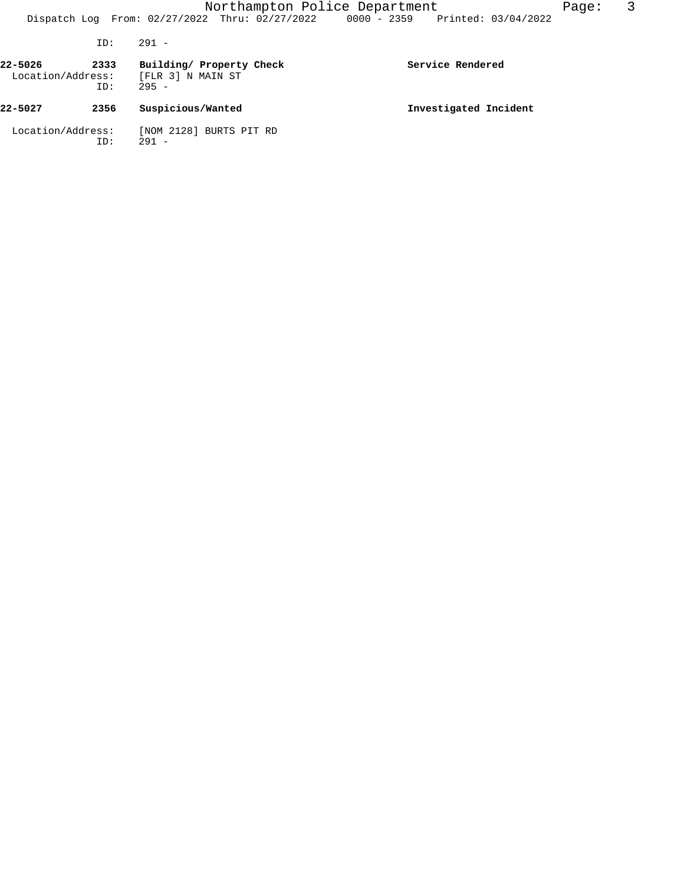ID: 291 -

**22-5026 2333 Building/ Property Check** **Service Rendered**
Location/Address: [FLR 3] N MAIN ST
ID: 295 -

**22-5027 2356 Suspicious/Wanted** **Investigated Incident**
Location/Address: [NOM 2128] BURTS PIT RD
ID: 291 -